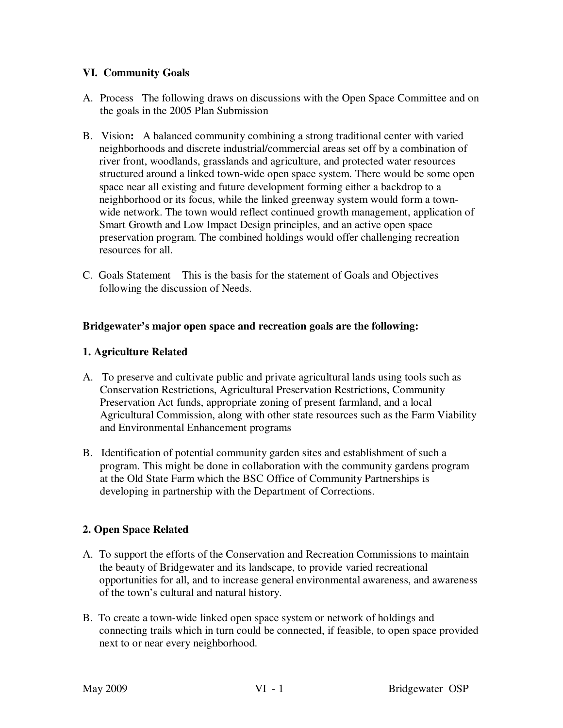## VI. Community Goals

A. Process The following draws on discussions with the Open Space Committee and on the goals in the 2005 Plan Submission

B. Vision**:** A balanced community combining a strong traditional center with varied neighborhoods and discrete industrial/commercial areas set off by a combination of river front, woodlands, grasslands and agriculture, and protected water resources structured around a linked town-wide open space system. There would be some open space near all existing and future development forming either a backdrop to a neighborhood or its focus, while the linked greenway system would form a town-wide network. The town would reflect continued growth management, application of Smart Growth and Low Impact Design principles, and an active open space preservation program. The combined holdings would offer challenging recreation resources for all.

C. Goals Statement This is the basis for the statement of Goals and Objectives following the discussion of Needs.

**Bridgewater's major open space and recreation goals are the following:**

### 1. Agriculture Related

A. To preserve and cultivate public and private agricultural lands using tools such as Conservation Restrictions, Agricultural Preservation Restrictions, Community Preservation Act funds, appropriate zoning of present farmland, and a local Agricultural Commission, along with other state resources such as the Farm Viability and Environmental Enhancement programs

B. Identification of potential community garden sites and establishment of such a program. This might be done in collaboration with the community gardens program at the Old State Farm which the BSC Office of Community Partnerships is developing in partnership with the Department of Corrections.

### 2. Open Space Related

A. To support the efforts of the Conservation and Recreation Commissions to maintain the beauty of Bridgewater and its landscape, to provide varied recreational opportunities for all, and to increase general environmental awareness, and awareness of the town's cultural and natural history.

B. To create a town-wide linked open space system or network of holdings and connecting trails which in turn could be connected, if feasible, to open space provided next to or near every neighborhood.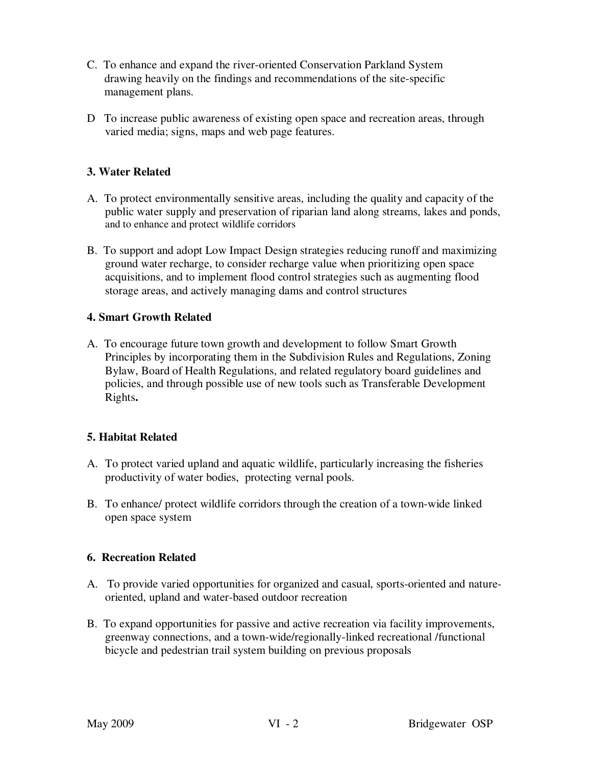C. To enhance and expand the river-oriented Conservation Parkland System drawing heavily on the findings and recommendations of the site-specific management plans.

D To increase public awareness of existing open space and recreation areas, through varied media; signs, maps and web page features.

**3. Water Related**

A. To protect environmentally sensitive areas, including the quality and capacity of the public water supply and preservation of riparian land along streams, lakes and ponds, and to enhance and protect wildlife corridors

B. To support and adopt Low Impact Design strategies reducing runoff and maximizing ground water recharge, to consider recharge value when prioritizing open space acquisitions, and to implement flood control strategies such as augmenting flood storage areas, and actively managing dams and control structures

**4. Smart Growth Related**

A. To encourage future town growth and development to follow Smart Growth Principles by incorporating them in the Subdivision Rules and Regulations, Zoning Bylaw, Board of Health Regulations, and related regulatory board guidelines and policies, and through possible use of new tools such as Transferable Development Rights**.**

**5. Habitat Related**

A. To protect varied upland and aquatic wildlife, particularly increasing the fisheries productivity of water bodies, protecting vernal pools.

B. To enhance/ protect wildlife corridors through the creation of a town-wide linked open space system

**6. Recreation Related**

A. To provide varied opportunities for organized and casual, sports-oriented and nature-oriented, upland and water-based outdoor recreation

B. To expand opportunities for passive and active recreation via facility improvements, greenway connections, and a town-wide/regionally-linked recreational /functional bicycle and pedestrian trail system building on previous proposals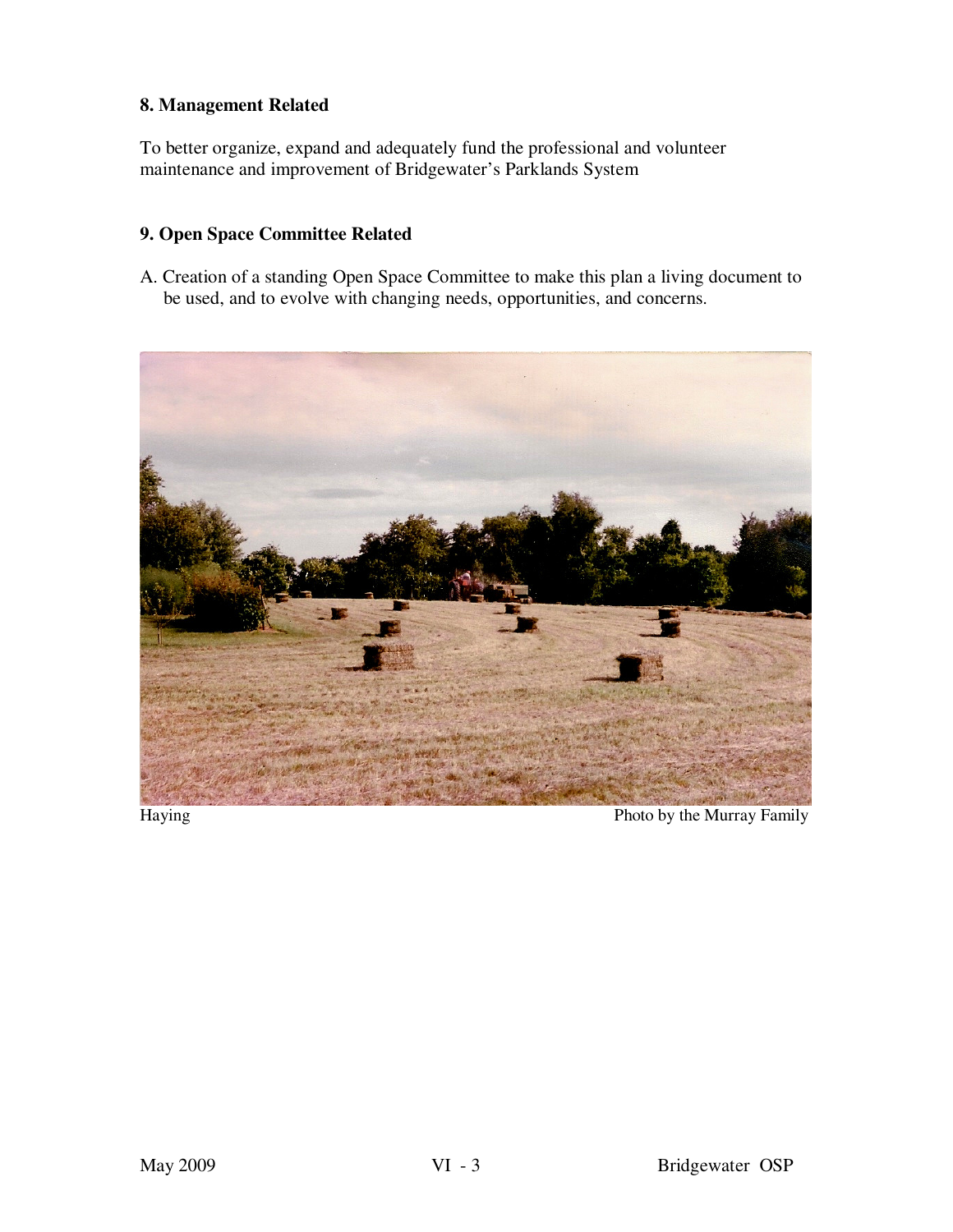**8. Management Related**

To better organize, expand and adequately fund the professional and volunteer maintenance and improvement of Bridgewater's Parklands System

**9. Open Space Committee Related**

A. Creation of a standing Open Space Committee to make this plan a living document to be used, and to evolve with changing needs, opportunities, and concerns.

Haying Photo by the Murray Family